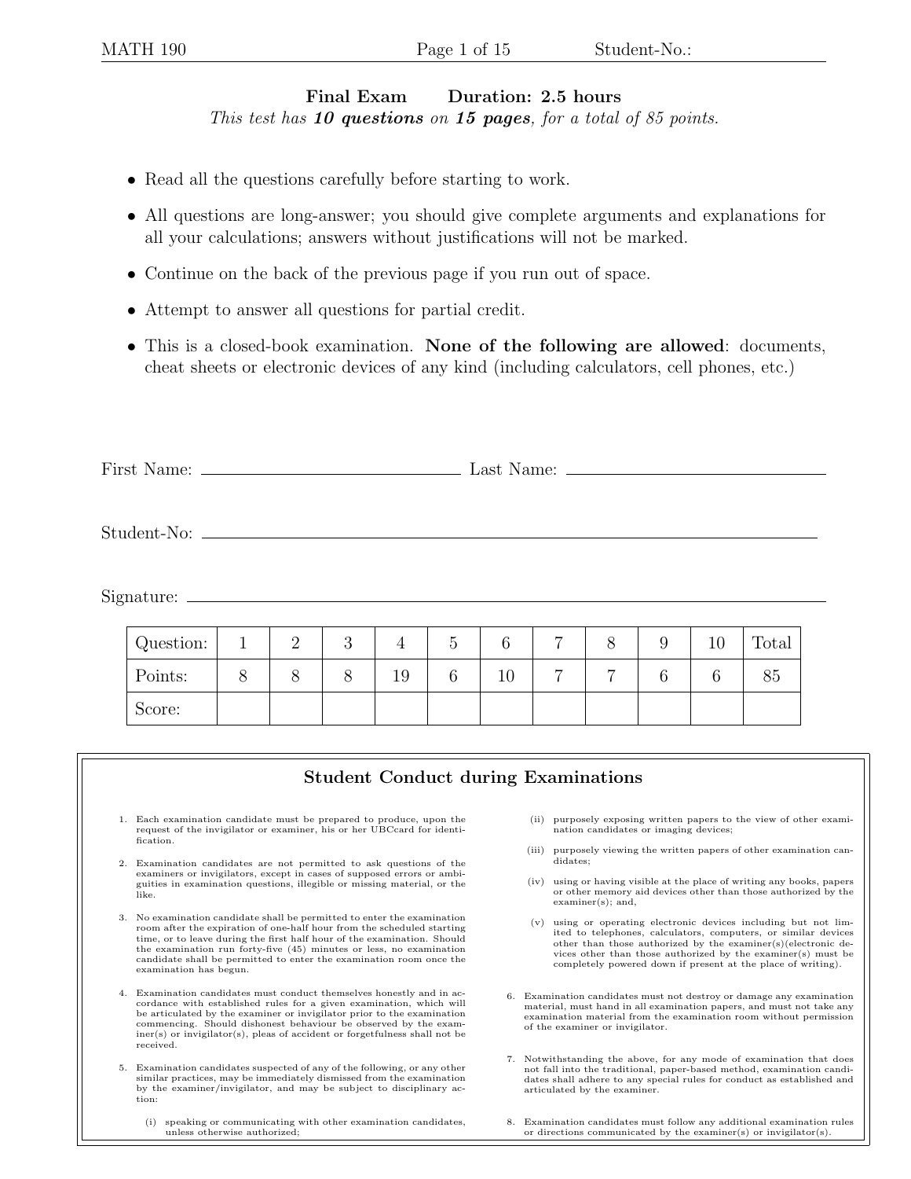**Final Exam Duration: 2.5 hours**

*This test has **10 questions** on **15 pages**, for a total of 85 points.*

- Read all the questions carefully before starting to work.
- All questions are long-answer; you should give complete arguments and explanations for all your calculations; answers without justifications will not be marked.
- Continue on the back of the previous page if you run out of space.
- Attempt to answer all questions for partial credit.
- This is a closed-book examination. **None of the following are allowed**: documents, cheat sheets or electronic devices of any kind (including calculators, cell phones, etc.)

First Name: ______________________ Last Name: ______________________

Student-No: ______________________________________________

Signature: ______________________________________________

| Question: | 1 | 2 | 3 | 4 | 5 | 6 | 7 | 8 | 9 | 10 | Total |
|---|---|---|---|---|---|---|---|---|---|---|---|
| Points: | 8 | 8 | 8 | 19 | 6 | 10 | 7 | 7 | 6 | 6 | 85 |
| Score: | | | | | | | | | | | |

## Student Conduct during Examinations

1. Each examination candidate must be prepared to produce, upon the request of the invigilator or examiner, his or her UBCcard for identification.

2. Examination candidates are not permitted to ask questions of the examiners or invigilators, except in cases of supposed errors or ambiguities in examination questions, illegible or missing material, or the like.

3. No examination candidate shall be permitted to enter the examination room after the expiration of one-half hour from the scheduled starting time, or to leave during the first half hour of the examination. Should the examination run forty-five (45) minutes or less, no examination candidate shall be permitted to enter the examination room once the examination has begun.

4. Examination candidates must conduct themselves honestly and in accordance with established rules for a given examination, which will be articulated by the examiner or invigilator prior to the examination commencing. Should dishonest behaviour be observed by the examiner(s) or invigilator(s), pleas of accident or forgetfulness shall not be received.

5. Examination candidates suspected of any of the following, or any other similar practices, may be immediately dismissed from the examination by the examiner/invigilator, and may be subject to disciplinary action:

   (i) speaking or communicating with other examination candidates, unless otherwise authorized;

   (ii) purposely exposing written papers to the view of other examination candidates or imaging devices;

   (iii) purposely viewing the written papers of other examination candidates;

   (iv) using or having visible at the place of writing any books, papers or other memory aid devices other than those authorized by the examiner(s); and,

   (v) using or operating electronic devices including but not limited to telephones, calculators, computers, or similar devices other than those authorized by the examiner(s)(electronic devices other than those authorized by the examiner(s) must be completely powered down if present at the place of writing).

6. Examination candidates must not destroy or damage any examination material, must hand in all examination papers, and must not take any examination material from the examination room without permission of the examiner or invigilator.

7. Notwithstanding the above, for any mode of examination that does not fall into the traditional, paper-based method, examination candidates shall adhere to any special rules for conduct as established and articulated by the examiner.

8. Examination candidates must follow any additional examination rules or directions communicated by the examiner(s) or invigilator(s).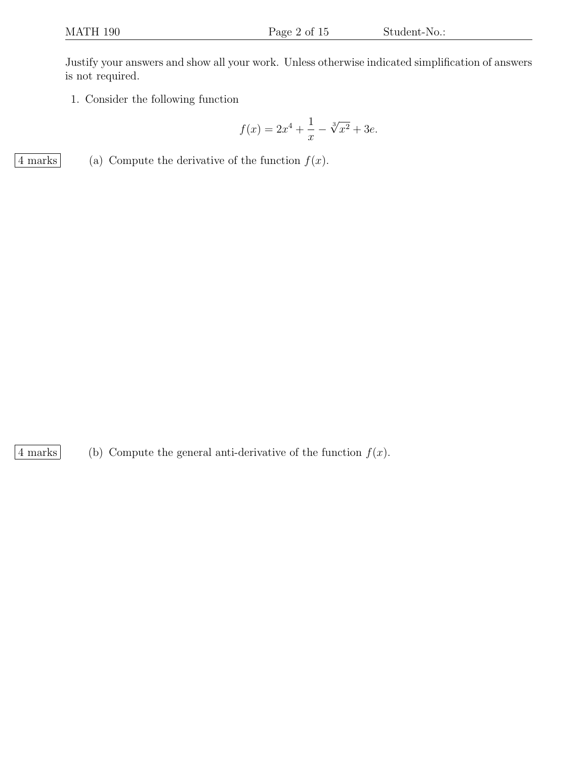Justify your answers and show all your work. Unless otherwise indicated simplification of answers is not required.

1. Consider the following function

$$f(x) = 2x^4 + \frac{1}{x} - \sqrt[3]{x^2} + 3e.$$

4 marks

(a) Compute the derivative of the function $f(x)$.

4 marks

(b) Compute the general anti-derivative of the function $f(x)$.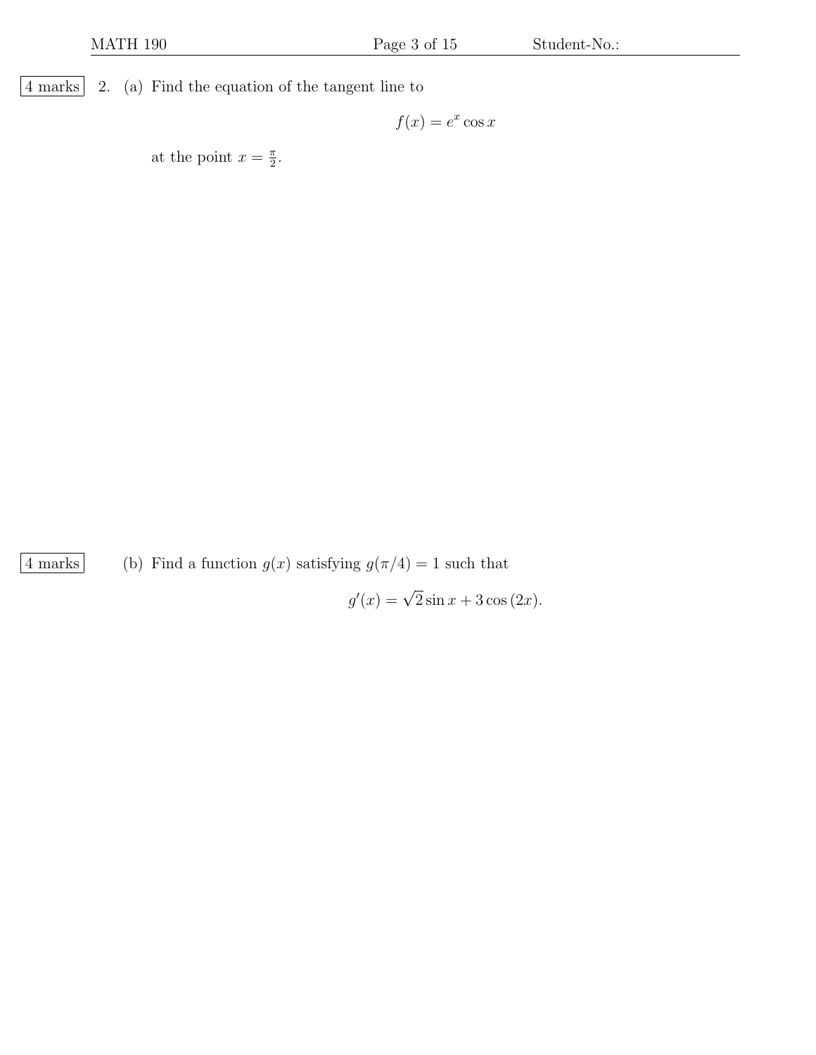4 marks

2. (a) Find the equation of the tangent line to

$$f(x) = e^x \cos x$$

at the point $x = \frac{\pi}{2}$.

4 marks

(b) Find a function $g(x)$ satisfying $g(\pi/4) = 1$ such that

$$g'(x) = \sqrt{2} \sin x + 3 \cos(2x).$$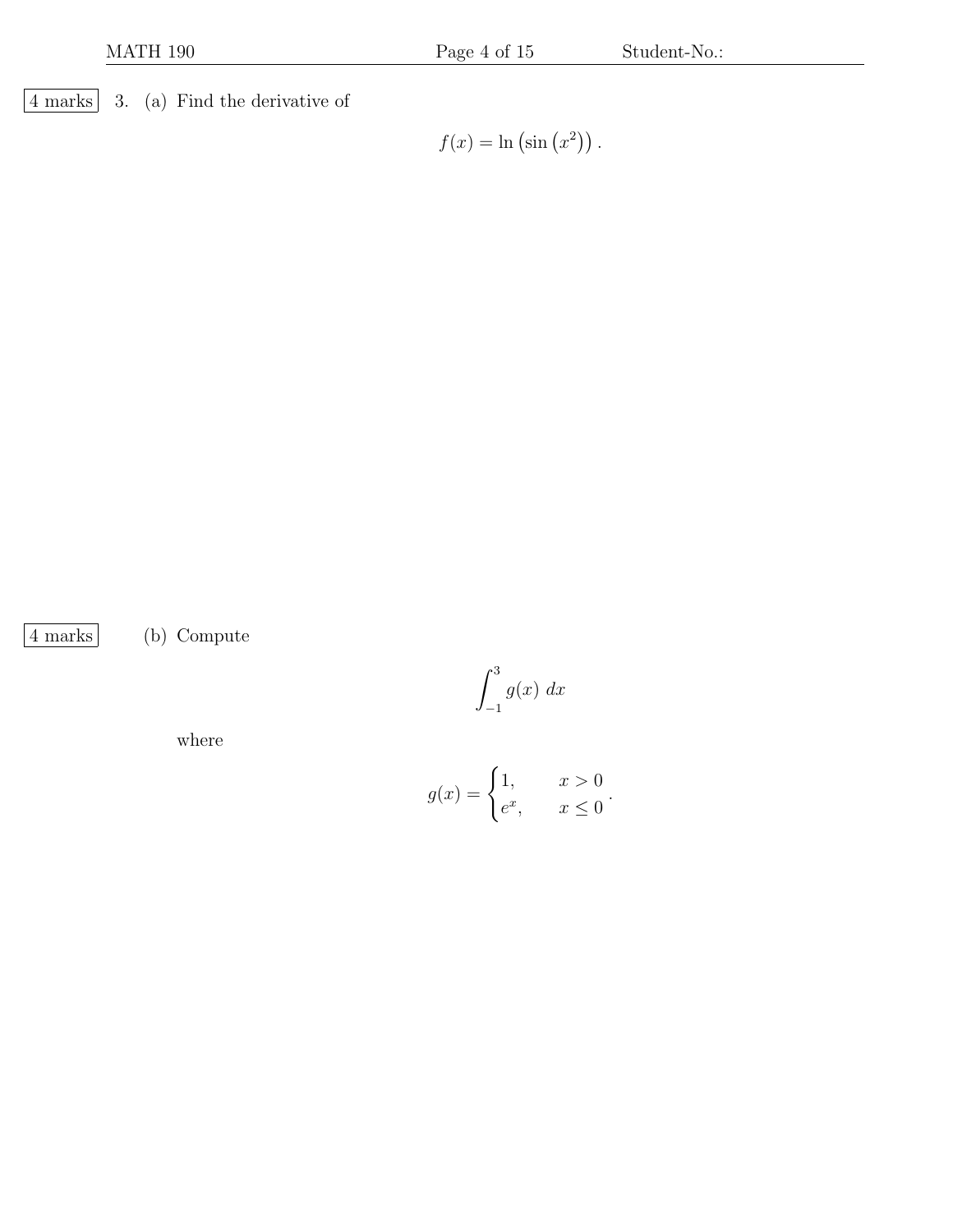4 marks 3. (a) Find the derivative of

$$f(x) = \ln\left(\sin\left(x^2\right)\right).$$

4 marks (b) Compute

$$\int_{-1}^{3} g(x)\ dx$$

where

$$g(x) = \begin{cases} 1, & x > 0 \\ e^x, & x \leq 0 \end{cases}.$$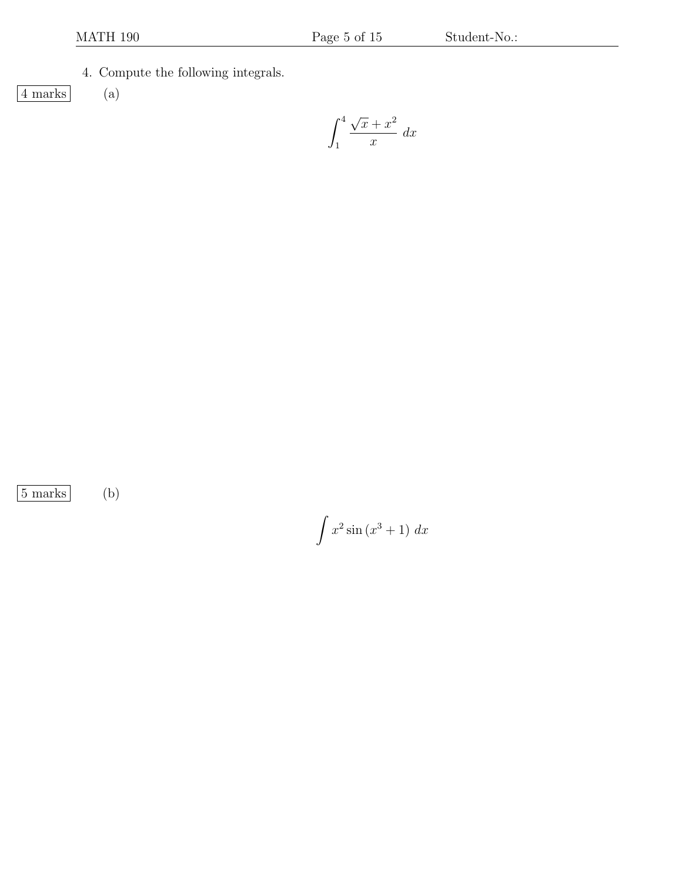4. Compute the following integrals.

4 marks (a)

$$\int_1^4 \frac{\sqrt{x} + x^2}{x} \, dx$$

5 marks (b)

$$\int x^2 \sin\left(x^3 + 1\right) \, dx$$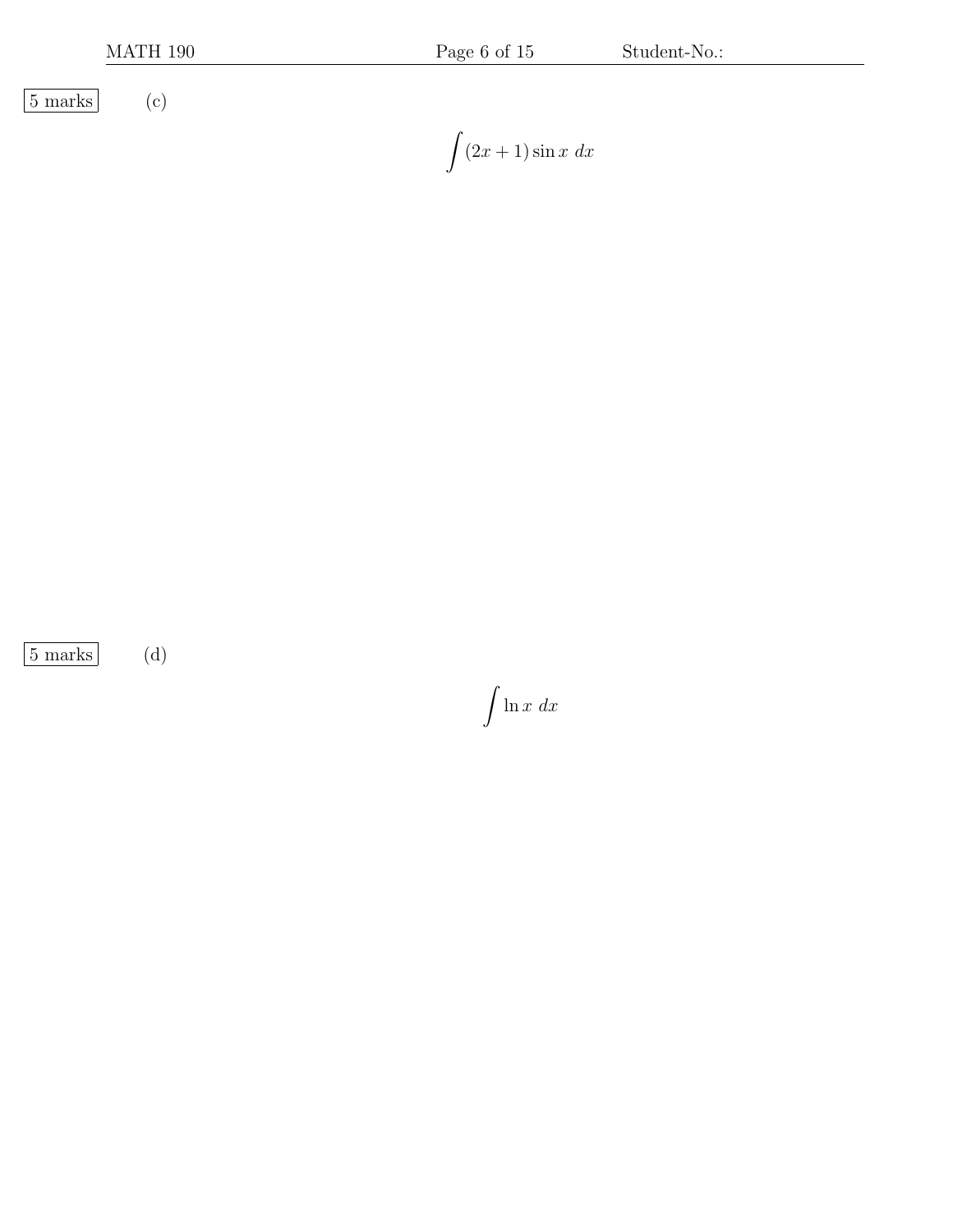5 marks (c)

$$\int (2x+1)\sin x \; dx$$

5 marks (d)

$$\int \ln x \; dx$$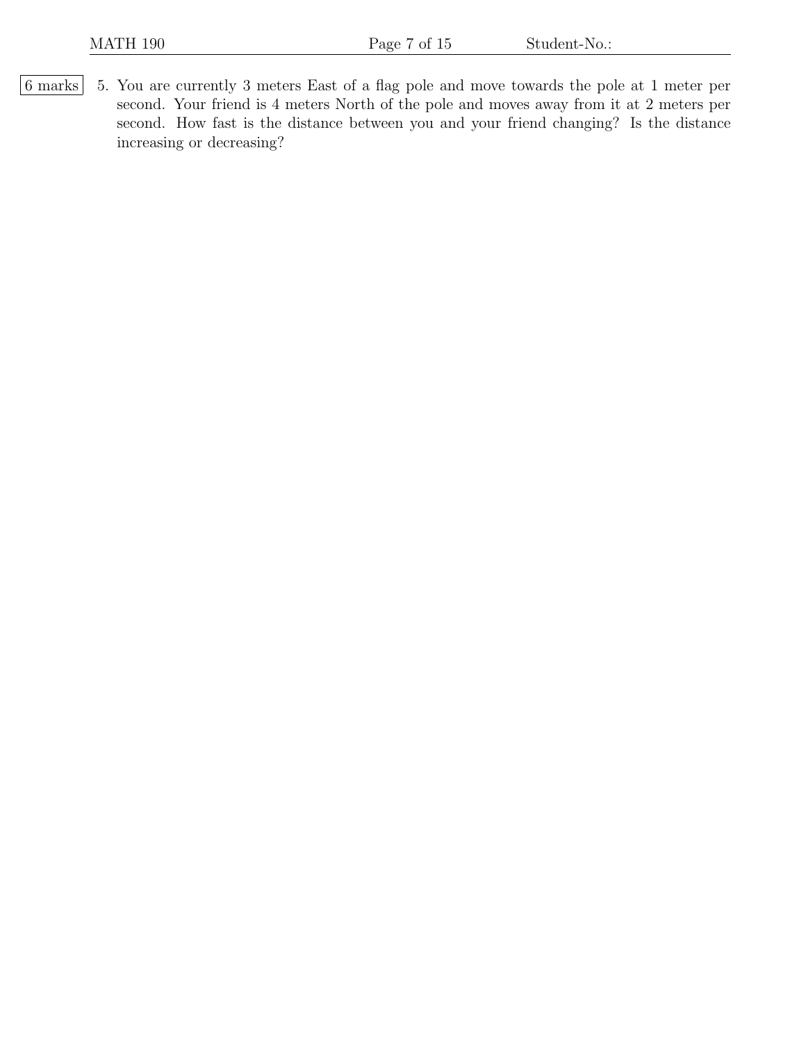6 marks

5. You are currently 3 meters East of a flag pole and move towards the pole at 1 meter per second. Your friend is 4 meters North of the pole and moves away from it at 2 meters per second. How fast is the distance between you and your friend changing? Is the distance increasing or decreasing?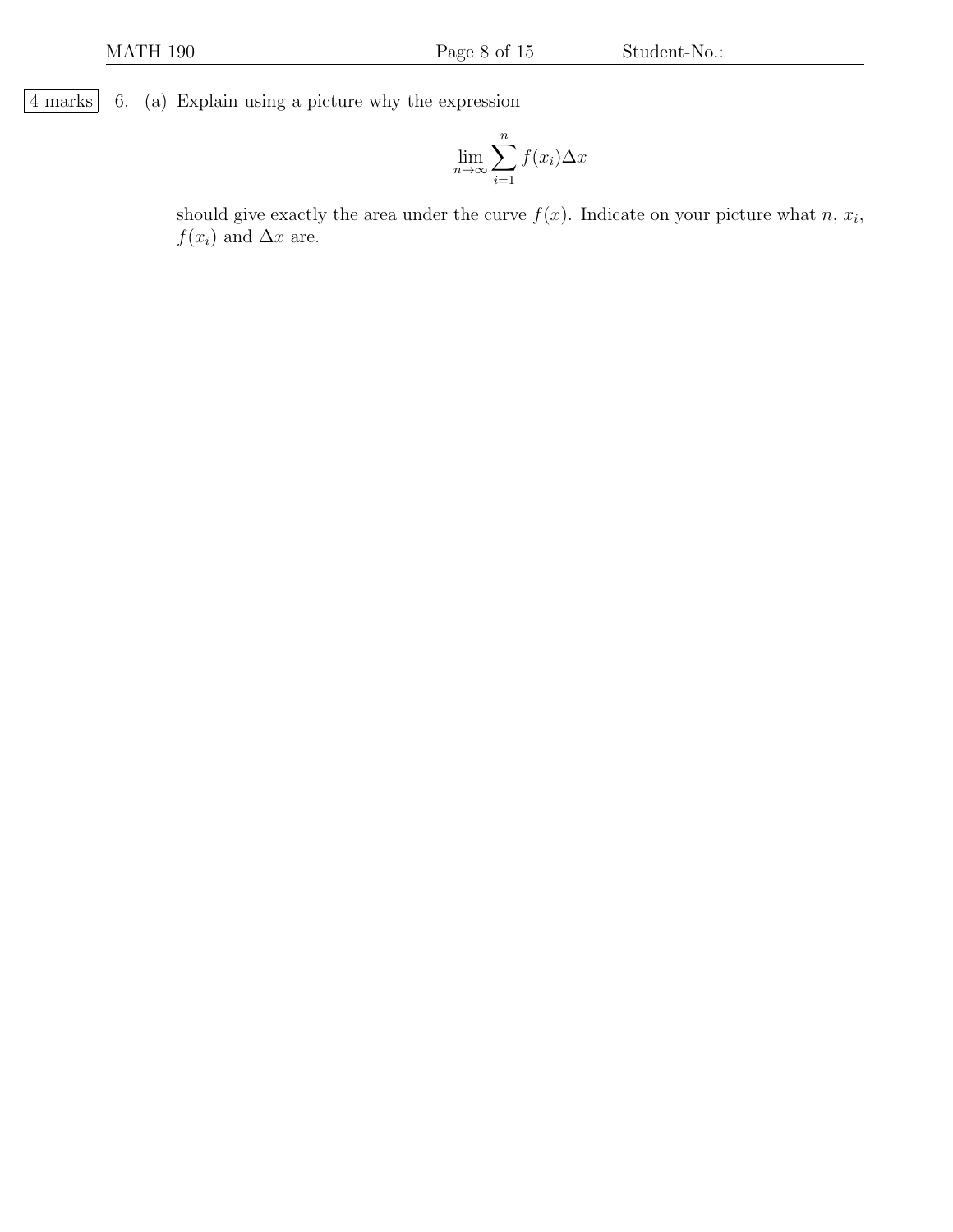4 marks

6. (a) Explain using a picture why the expression

$$\lim_{n \to \infty} \sum_{i=1}^{n} f(x_i) \Delta x$$

should give exactly the area under the curve $f(x)$. Indicate on your picture what $n$, $x_i$, $f(x_i)$ and $\Delta x$ are.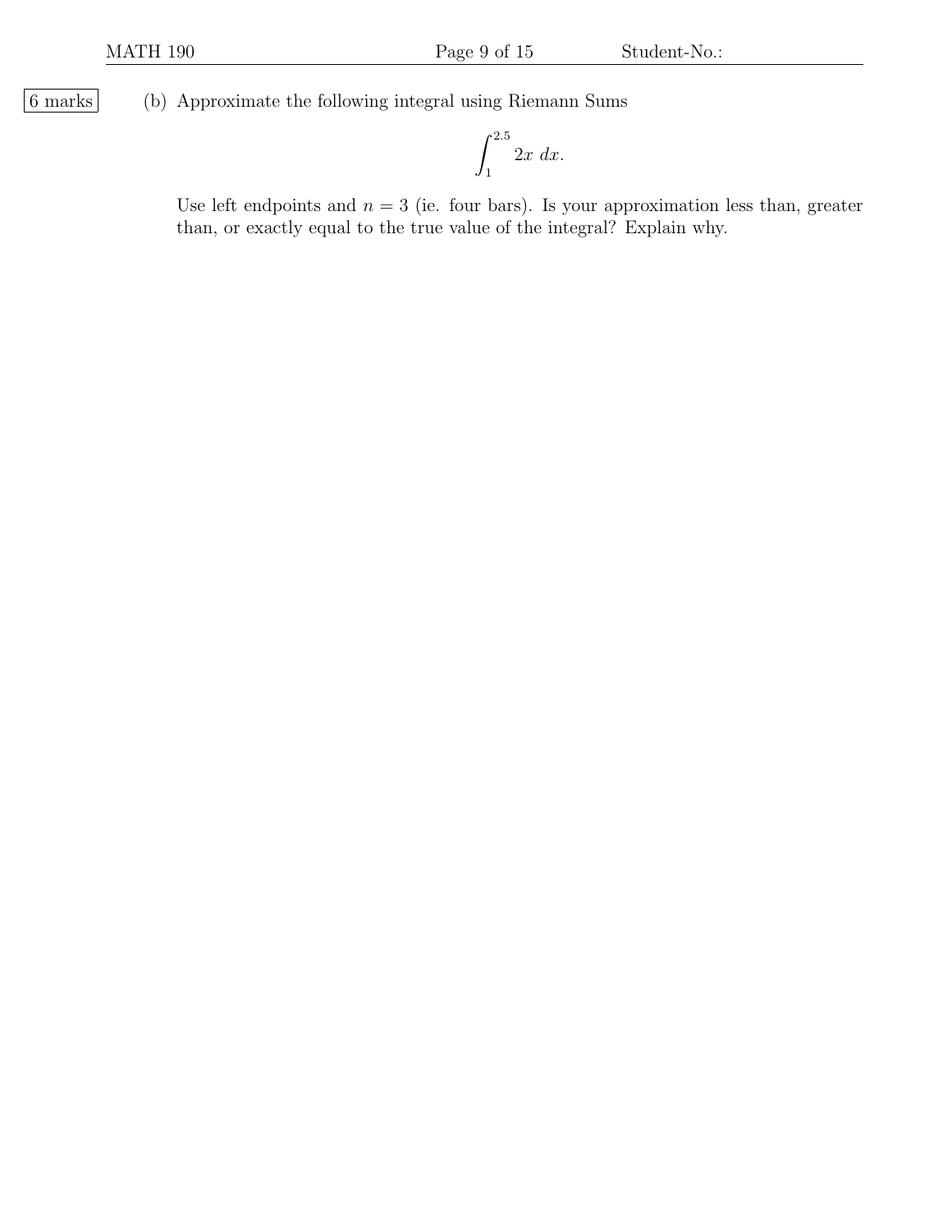6 marks

(b) Approximate the following integral using Riemann Sums

$$\int_{1}^{2.5} 2x \; dx.$$

Use left endpoints and $n = 3$ (ie. four bars). Is your approximation less than, greater than, or exactly equal to the true value of the integral? Explain why.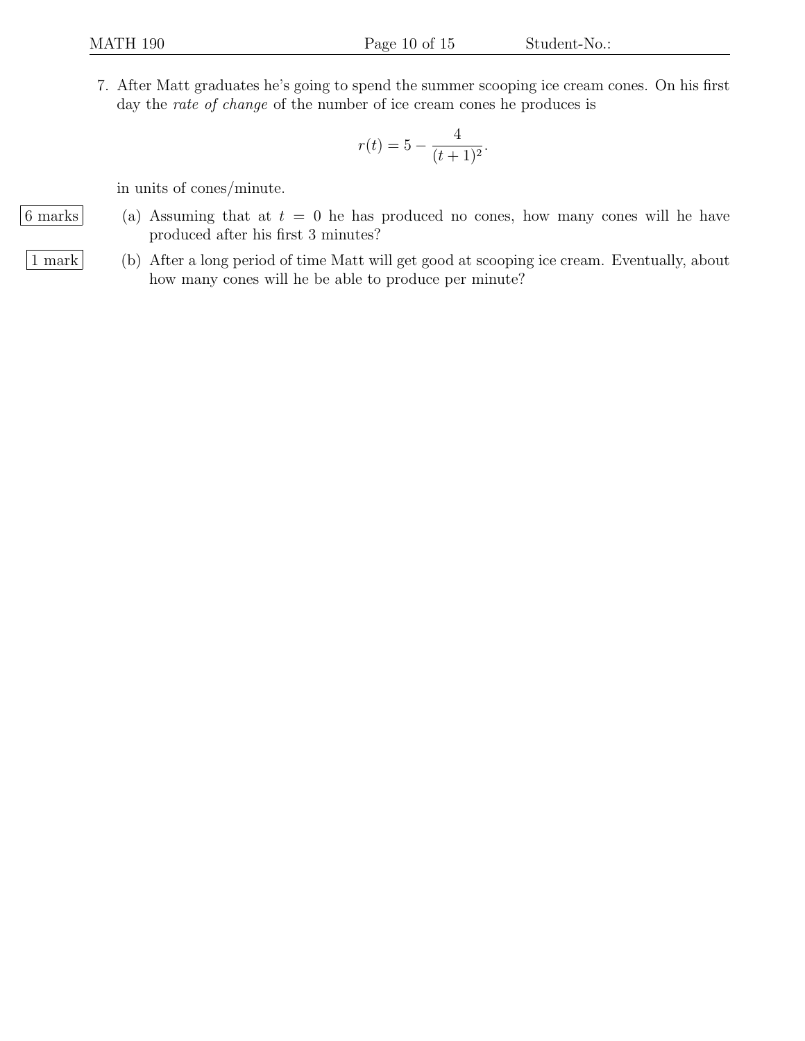7. After Matt graduates he's going to spend the summer scooping ice cream cones. On his first day the *rate of change* of the number of ice cream cones he produces is

$$r(t) = 5 - \frac{4}{(t+1)^2}.$$

in units of cones/minute.

6 marks (a) Assuming that at $t = 0$ he has produced no cones, how many cones will he have produced after his first 3 minutes?

1 mark (b) After a long period of time Matt will get good at scooping ice cream. Eventually, about how many cones will he be able to produce per minute?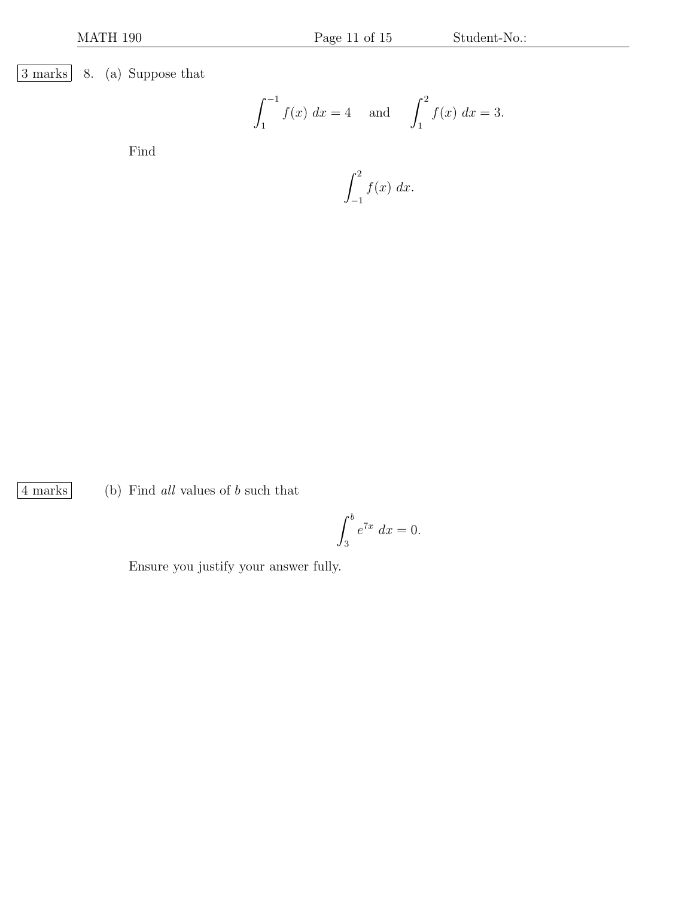3 marks

8. (a) Suppose that

$$\int_1^{-1} f(x)\ dx = 4 \quad \text{and} \quad \int_1^2 f(x)\ dx = 3.$$

Find

$$\int_{-1}^{2} f(x)\ dx.$$

4 marks

(b) Find *all* values of $b$ such that

$$\int_3^b e^{7x}\ dx = 0.$$

Ensure you justify your answer fully.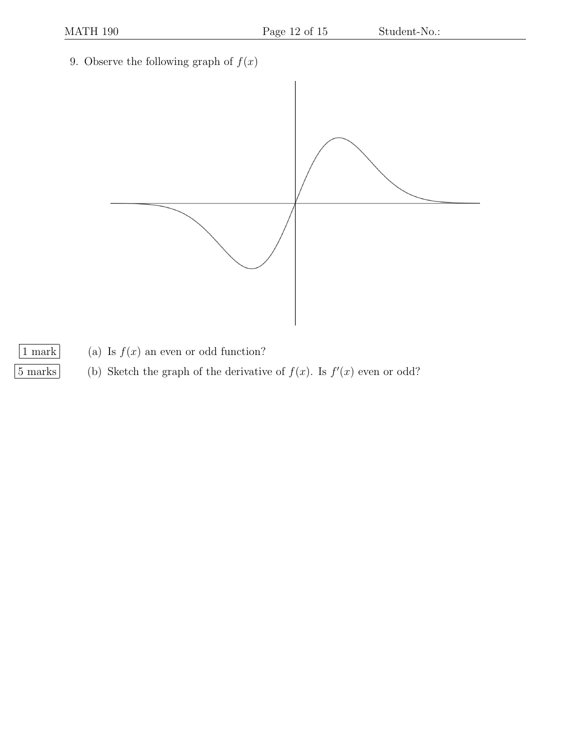9. Observe the following graph of $f(x)$

1 mark (a) Is $f(x)$ an even or odd function?

5 marks (b) Sketch the graph of the derivative of $f(x)$. Is $f'(x)$ even or odd?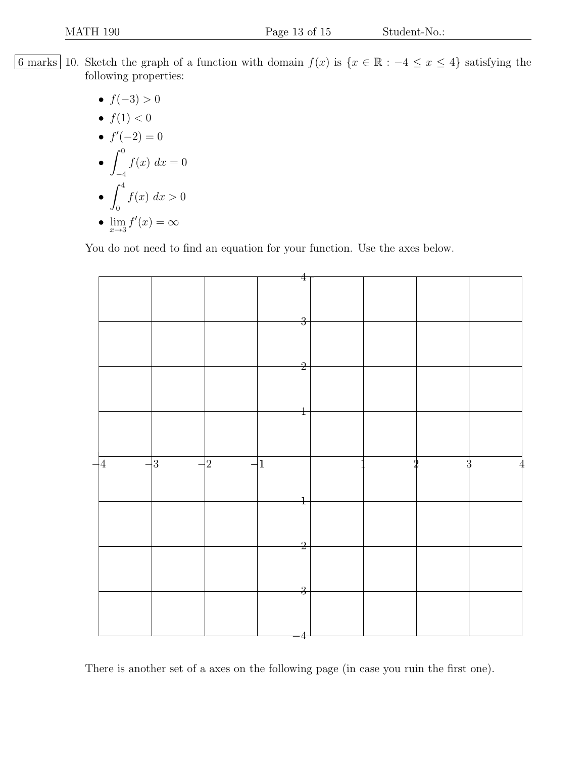6 marks 10. Sketch the graph of a function with domain $f(x)$ is $\{x \in \mathbb{R} : -4 \leq x \leq 4\}$ satisfying the following properties:

- $f(-3) > 0$
- $f(1) < 0$
- $f'(-2) = 0$
- $\displaystyle\int_{-4}^{0} f(x)\,dx = 0$
- $\displaystyle\int_{0}^{4} f(x)\,dx > 0$
- $\displaystyle\lim_{x \to 3} f'(x) = \infty$

You do not need to find an equation for your function. Use the axes below.

4
3
2
1
−4 −3 −2 −1 1 2 3 4
−1
−2
−3
−4

There is another set of a axes on the following page (in case you ruin the first one).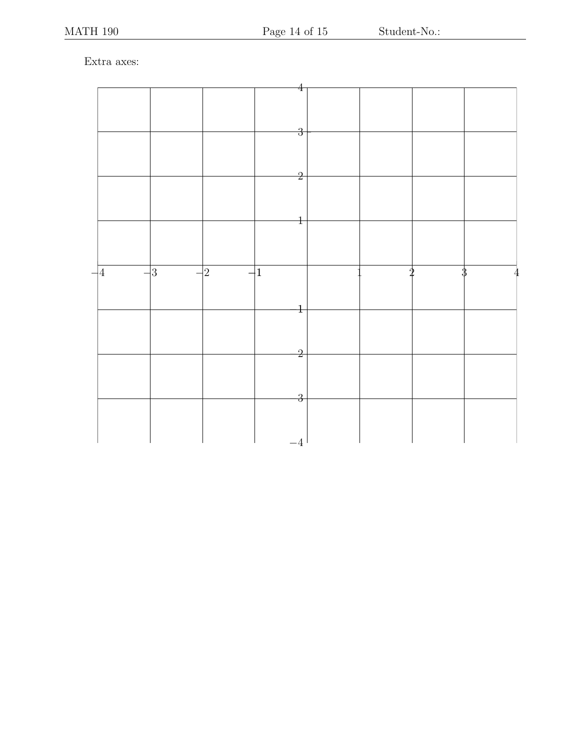Extra axes:

4
3
2
1
−4 −3 −2 −1 1 2 3 4
−1
−2
−3
−4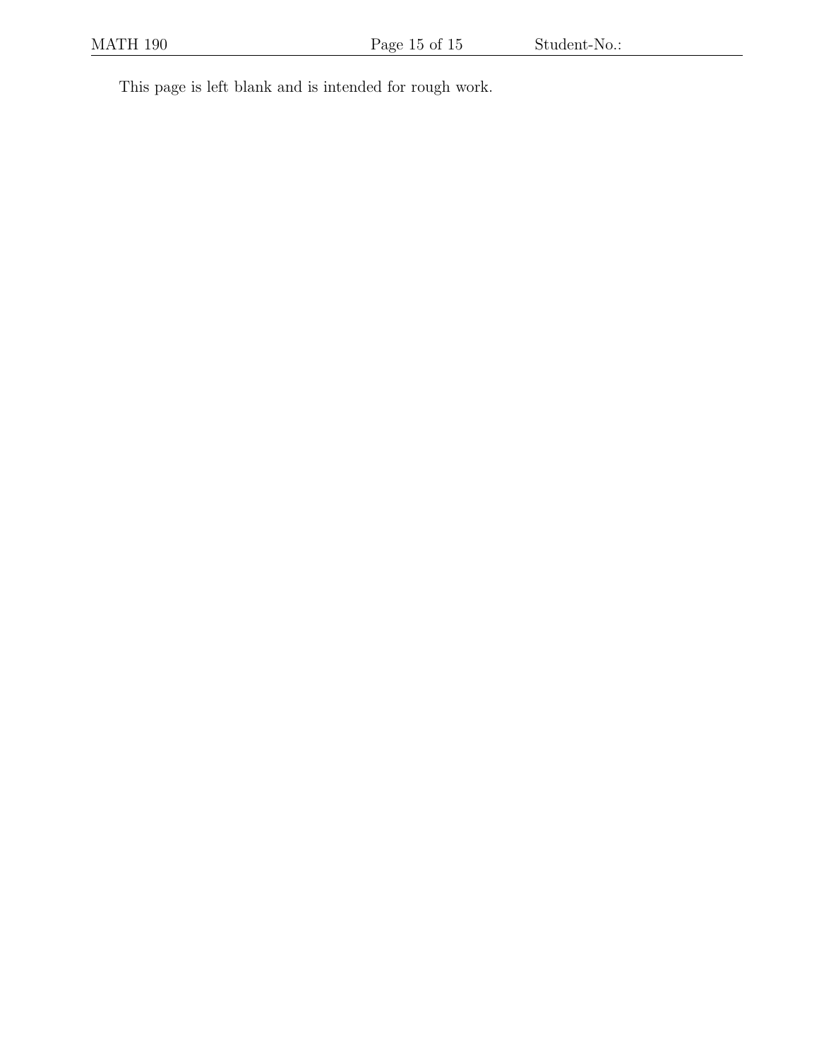This page is left blank and is intended for rough work.